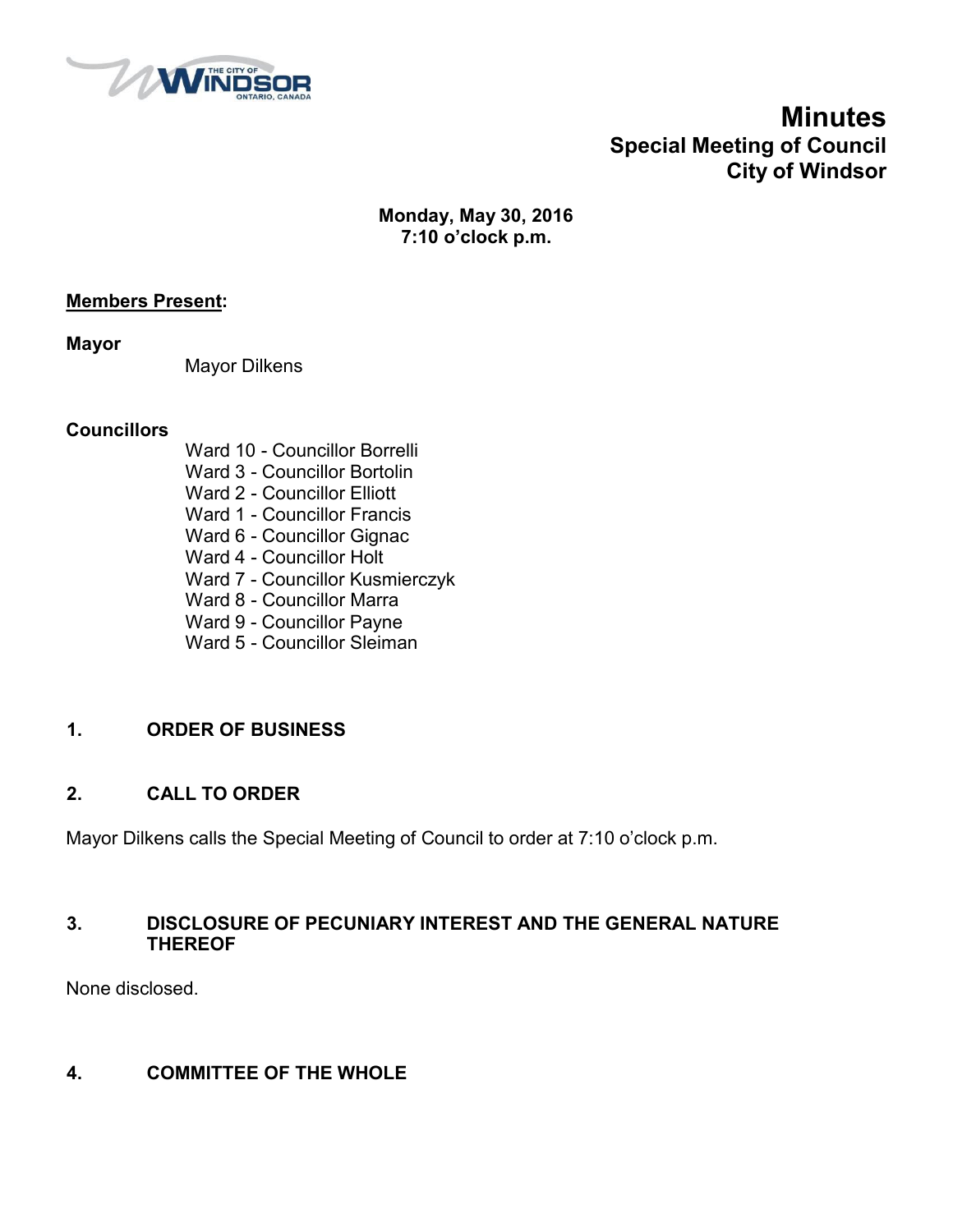# Minutes
## Special Meeting of Council
## City of Windsor

**Monday, May 30, 2016**
**7:10 o'clock p.m.**

**Members Present:**

**Mayor**

Mayor Dilkens

**Councillors**

Ward 10 - Councillor Borrelli
Ward 3 - Councillor Bortolin
Ward 2 - Councillor Elliott
Ward 1 - Councillor Francis
Ward 6 - Councillor Gignac
Ward 4 - Councillor Holt
Ward 7 - Councillor Kusmierczyk
Ward 8 - Councillor Marra
Ward 9 - Councillor Payne
Ward 5 - Councillor Sleiman

### 1. ORDER OF BUSINESS

### 2. CALL TO ORDER

Mayor Dilkens calls the Special Meeting of Council to order at 7:10 o'clock p.m.

### 3. DISCLOSURE OF PECUNIARY INTEREST AND THE GENERAL NATURE THEREOF

None disclosed.

### 4. COMMITTEE OF THE WHOLE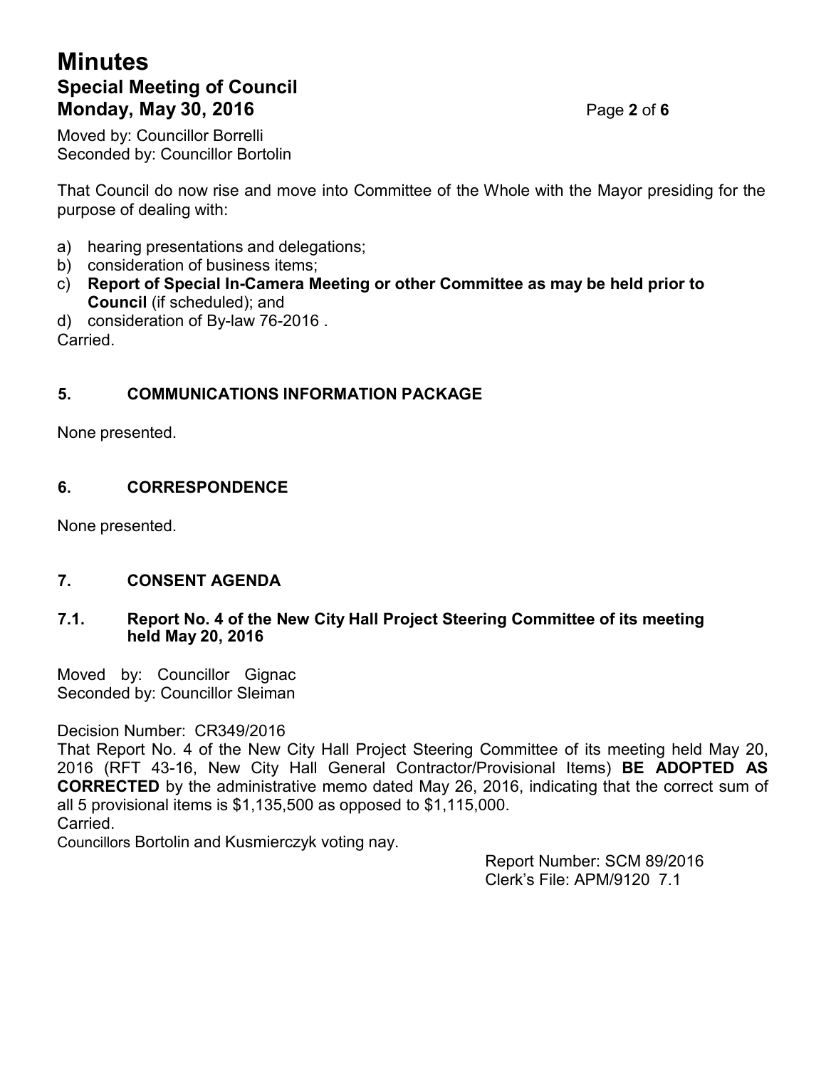Moved by: Councillor Borrelli
Seconded by: Councillor Bortolin

That Council do now rise and move into Committee of the Whole with the Mayor presiding for the purpose of dealing with:

a) hearing presentations and delegations;
b) consideration of business items;
c) **Report of Special In-Camera Meeting or other Committee as may be held prior to Council** (if scheduled); and
d) consideration of By-law 76-2016 .

Carried.

## 5. COMMUNICATIONS INFORMATION PACKAGE

None presented.

## 6. CORRESPONDENCE

None presented.

## 7. CONSENT AGENDA

### 7.1. Report No. 4 of the New City Hall Project Steering Committee of its meeting held May 20, 2016

Moved by: Councillor Gignac
Seconded by: Councillor Sleiman

Decision Number: CR349/2016
That Report No. 4 of the New City Hall Project Steering Committee of its meeting held May 20, 2016 (RFT 43-16, New City Hall General Contractor/Provisional Items) **BE ADOPTED AS CORRECTED** by the administrative memo dated May 26, 2016, indicating that the correct sum of all 5 provisional items is $1,135,500 as opposed to $1,115,000.
Carried.
Councillors Bortolin and Kusmierczyk voting nay.

Report Number: SCM 89/2016
Clerk's File: APM/9120 7.1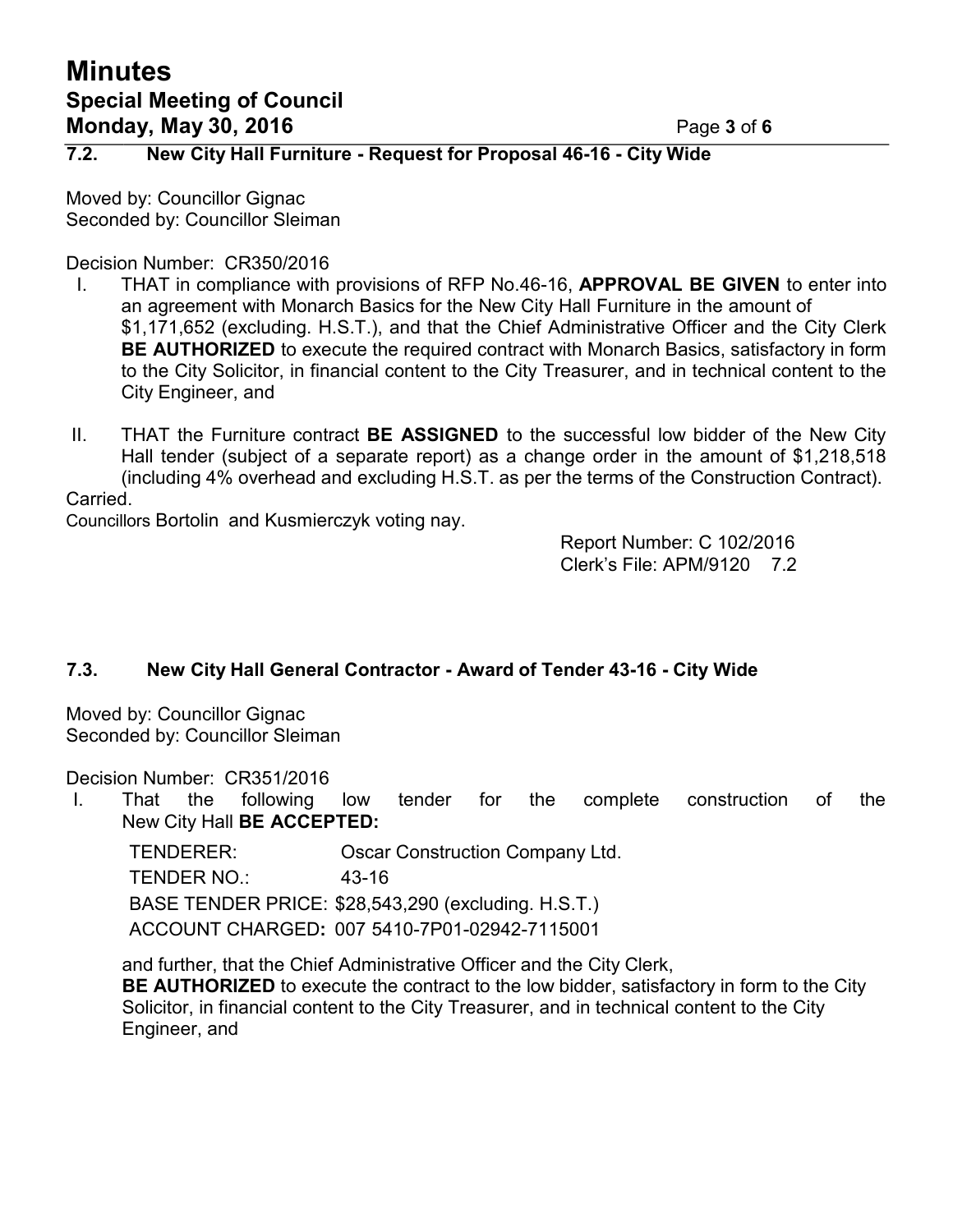### 7.2. New City Hall Furniture - Request for Proposal 46-16 - City Wide

Moved by: Councillor Gignac
Seconded by: Councillor Sleiman

Decision Number: CR350/2016

I. THAT in compliance with provisions of RFP No.46-16, **APPROVAL BE GIVEN** to enter into an agreement with Monarch Basics for the New City Hall Furniture in the amount of $1,171,652 (excluding. H.S.T.), and that the Chief Administrative Officer and the City Clerk **BE AUTHORIZED** to execute the required contract with Monarch Basics, satisfactory in form to the City Solicitor, in financial content to the City Treasurer, and in technical content to the City Engineer, and

II. THAT the Furniture contract **BE ASSIGNED** to the successful low bidder of the New City Hall tender (subject of a separate report) as a change order in the amount of $1,218,518 (including 4% overhead and excluding H.S.T. as per the terms of the Construction Contract).

Carried.
Councillors Bortolin and Kusmierczyk voting nay.

Report Number: C 102/2016
Clerk's File: APM/9120 7.2

### 7.3. New City Hall General Contractor - Award of Tender 43-16 - City Wide

Moved by: Councillor Gignac
Seconded by: Councillor Sleiman

Decision Number: CR351/2016

I. That the following low tender for the complete construction of the New City Hall **BE ACCEPTED:**

TENDERER: Oscar Construction Company Ltd.
TENDER NO.: 43-16
BASE TENDER PRICE: $28,543,290 (excluding. H.S.T.)
ACCOUNT CHARGED**:** 007 5410-7P01-02942-7115001

and further, that the Chief Administrative Officer and the City Clerk,
**BE AUTHORIZED** to execute the contract to the low bidder, satisfactory in form to the City Solicitor, in financial content to the City Treasurer, and in technical content to the City Engineer, and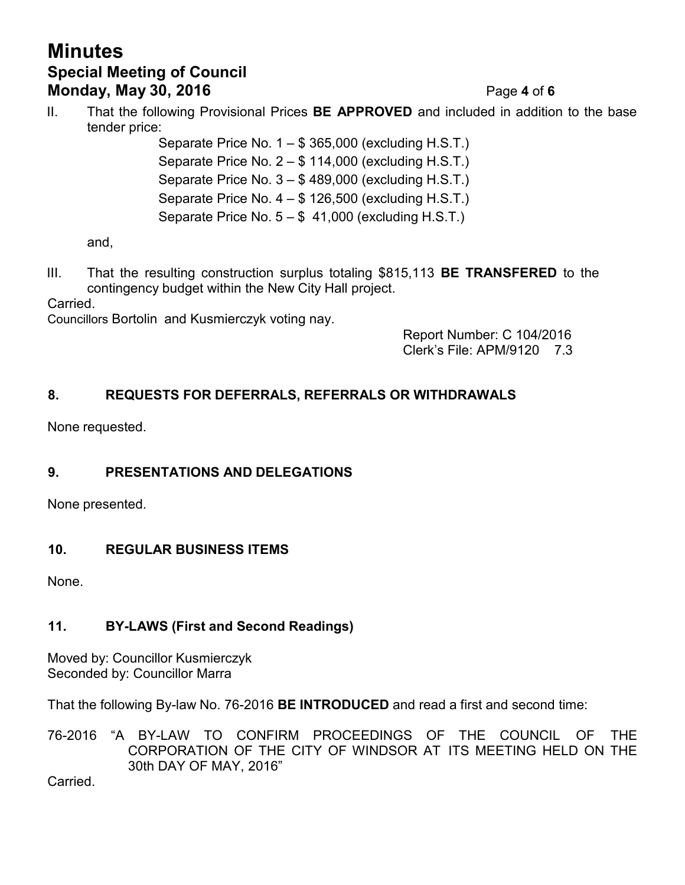II. That the following Provisional Prices **BE APPROVED** and included in addition to the base tender price:

Separate Price No. 1 – $ 365,000 (excluding H.S.T.)
Separate Price No. 2 – $ 114,000 (excluding H.S.T.)
Separate Price No. 3 – $ 489,000 (excluding H.S.T.)
Separate Price No. 4 – $ 126,500 (excluding H.S.T.)
Separate Price No. 5 – $ 41,000 (excluding H.S.T.)

and,

III. That the resulting construction surplus totaling $815,113 **BE TRANSFERED** to the contingency budget within the New City Hall project.

Carried.

Councillors Bortolin and Kusmierczyk voting nay.

Report Number: C 104/2016
Clerk's File: APM/9120 7.3

## 8. REQUESTS FOR DEFERRALS, REFERRALS OR WITHDRAWALS

None requested.

## 9. PRESENTATIONS AND DELEGATIONS

None presented.

## 10. REGULAR BUSINESS ITEMS

None.

## 11. BY-LAWS (First and Second Readings)

Moved by: Councillor Kusmierczyk
Seconded by: Councillor Marra

That the following By-law No. 76-2016 **BE INTRODUCED** and read a first and second time:

76-2016 "A BY-LAW TO CONFIRM PROCEEDINGS OF THE COUNCIL OF THE CORPORATION OF THE CITY OF WINDSOR AT ITS MEETING HELD ON THE 30th DAY OF MAY, 2016"

Carried.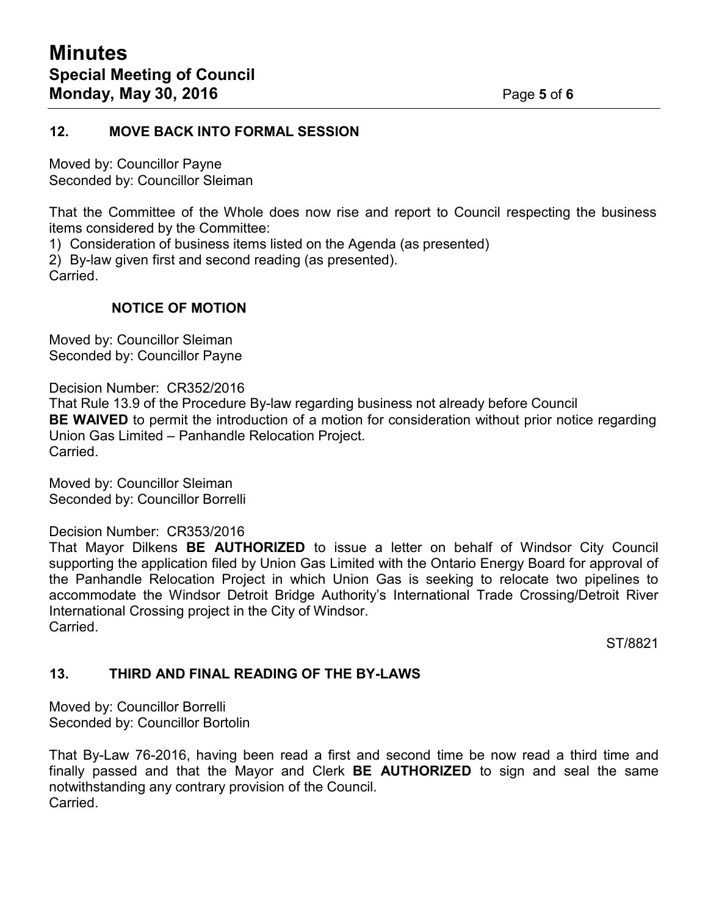## 12. MOVE BACK INTO FORMAL SESSION

Moved by: Councillor Payne
Seconded by: Councillor Sleiman

That the Committee of the Whole does now rise and report to Council respecting the business items considered by the Committee:

1) Consideration of business items listed on the Agenda (as presented)
2) By-law given first and second reading (as presented).

Carried.

### NOTICE OF MOTION

Moved by: Councillor Sleiman
Seconded by: Councillor Payne

Decision Number: CR352/2016
That Rule 13.9 of the Procedure By-law regarding business not already before Council **BE WAIVED** to permit the introduction of a motion for consideration without prior notice regarding Union Gas Limited – Panhandle Relocation Project.
Carried.

Moved by: Councillor Sleiman
Seconded by: Councillor Borrelli

Decision Number: CR353/2016
That Mayor Dilkens **BE AUTHORIZED** to issue a letter on behalf of Windsor City Council supporting the application filed by Union Gas Limited with the Ontario Energy Board for approval of the Panhandle Relocation Project in which Union Gas is seeking to relocate two pipelines to accommodate the Windsor Detroit Bridge Authority's International Trade Crossing/Detroit River International Crossing project in the City of Windsor.
Carried.

ST/8821

## 13. THIRD AND FINAL READING OF THE BY-LAWS

Moved by: Councillor Borrelli
Seconded by: Councillor Bortolin

That By-Law 76-2016, having been read a first and second time be now read a third time and finally passed and that the Mayor and Clerk **BE AUTHORIZED** to sign and seal the same notwithstanding any contrary provision of the Council.
Carried.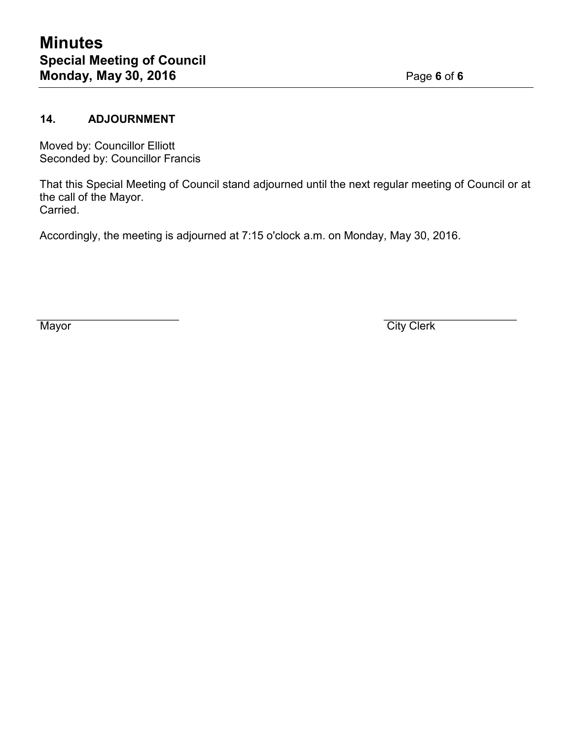## 14. ADJOURNMENT

Moved by: Councillor Elliott
Seconded by: Councillor Francis

That this Special Meeting of Council stand adjourned until the next regular meeting of Council or at the call of the Mayor.
Carried.

Accordingly, the meeting is adjourned at 7:15 o'clock a.m. on Monday, May 30, 2016.

| | |
|---|---|
| Mayor | City Clerk |